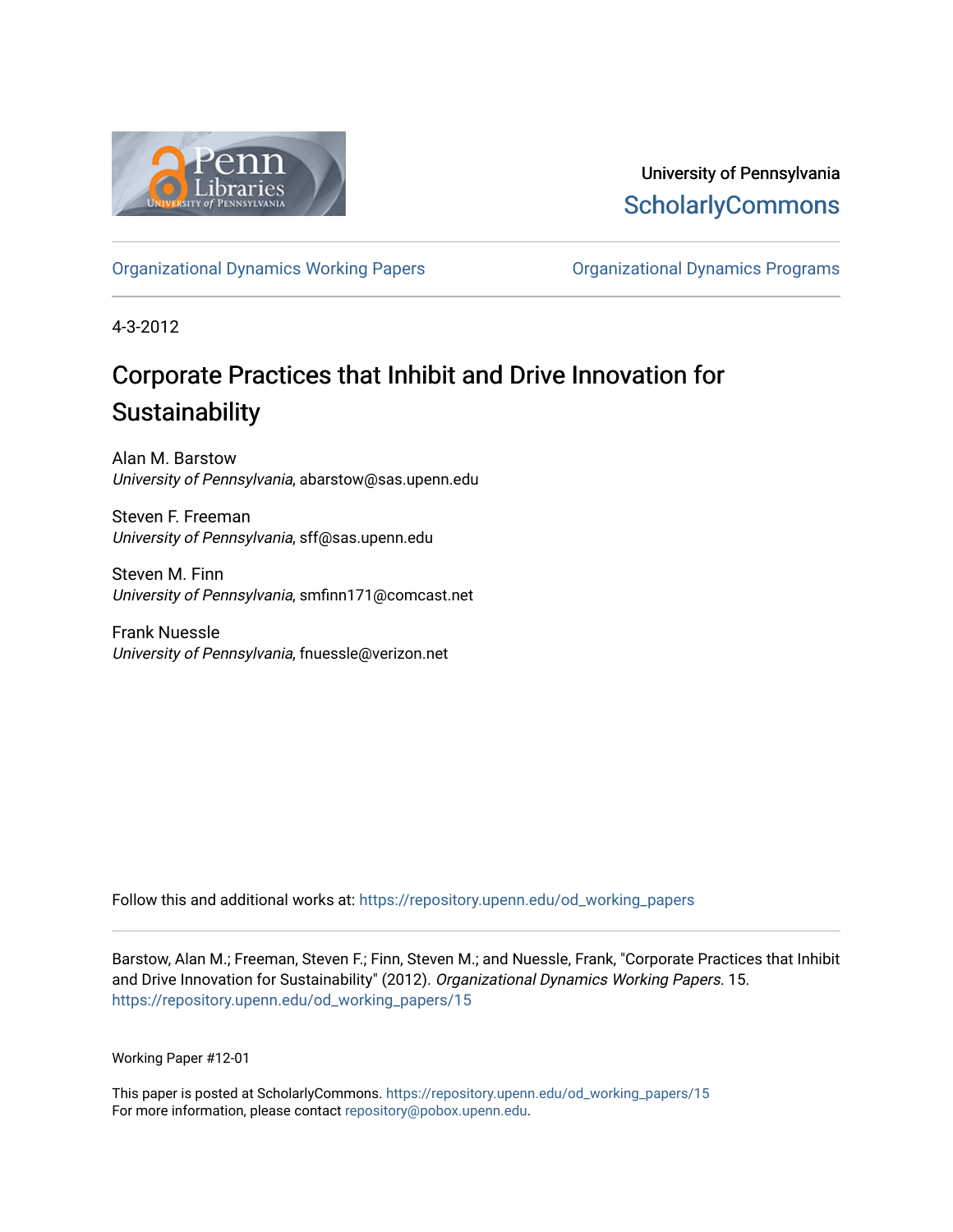University of Pennsylvania
ScholarlyCommons

Organizational Dynamics Working Papers | Organizational Dynamics Programs

4-3-2012

# Corporate Practices that Inhibit and Drive Innovation for Sustainability

Alan M. Barstow
*University of Pennsylvania*, abarstow@sas.upenn.edu

Steven F. Freeman
*University of Pennsylvania*, sff@sas.upenn.edu

Steven M. Finn
*University of Pennsylvania*, smfinn171@comcast.net

Frank Nuessle
*University of Pennsylvania*, fnuessle@verizon.net

Follow this and additional works at: https://repository.upenn.edu/od_working_papers

Barstow, Alan M.; Freeman, Steven F.; Finn, Steven M.; and Nuessle, Frank, "Corporate Practices that Inhibit and Drive Innovation for Sustainability" (2012). *Organizational Dynamics Working Papers*. 15.
https://repository.upenn.edu/od_working_papers/15

Working Paper #12-01

This paper is posted at ScholarlyCommons. https://repository.upenn.edu/od_working_papers/15
For more information, please contact repository@pobox.upenn.edu.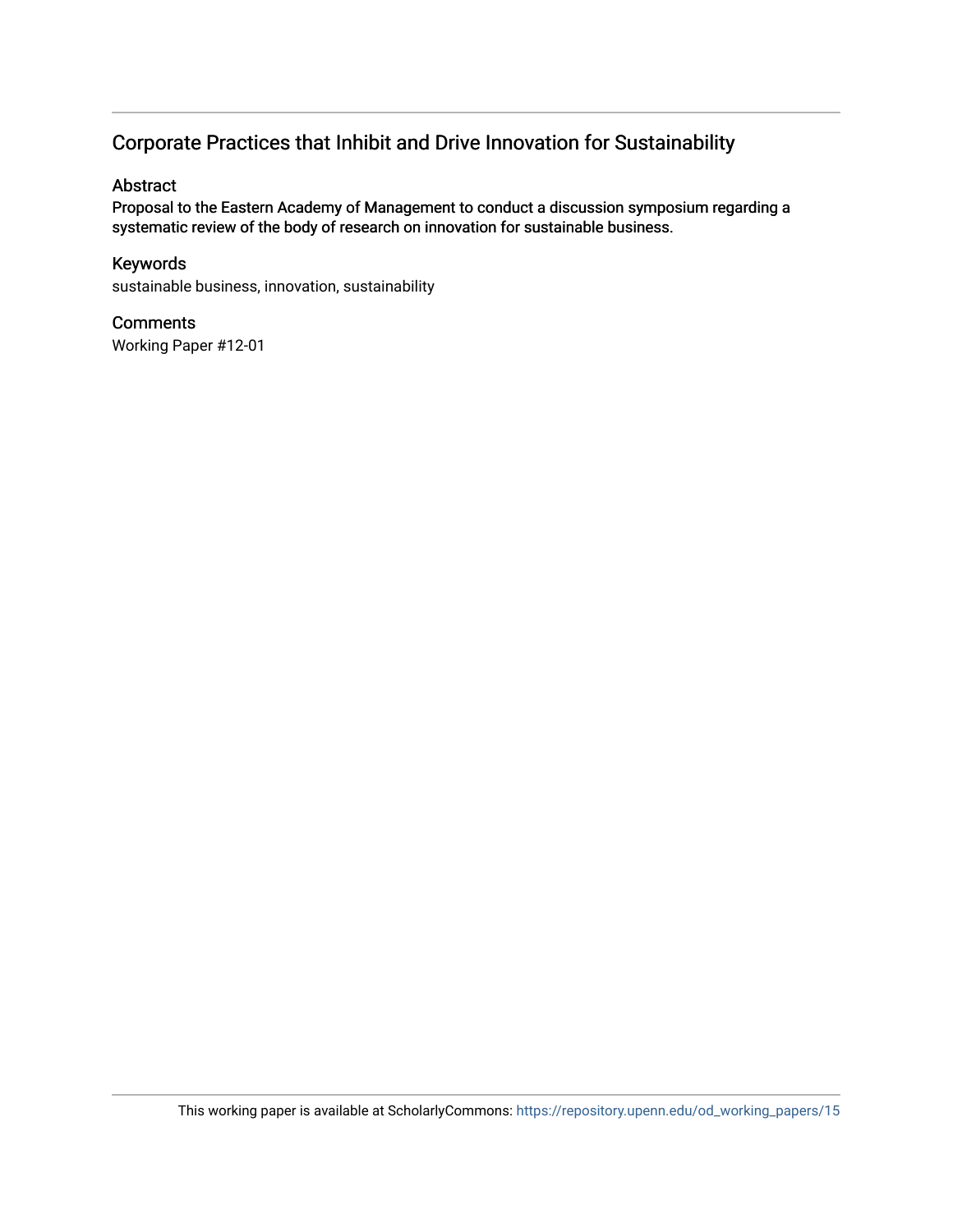# Corporate Practices that Inhibit and Drive Innovation for Sustainability

## Abstract

Proposal to the Eastern Academy of Management to conduct a discussion symposium regarding a systematic review of the body of research on innovation for sustainable business.

## Keywords

sustainable business, innovation, sustainability

## Comments

Working Paper #12-01

This working paper is available at ScholarlyCommons: https://repository.upenn.edu/od_working_papers/15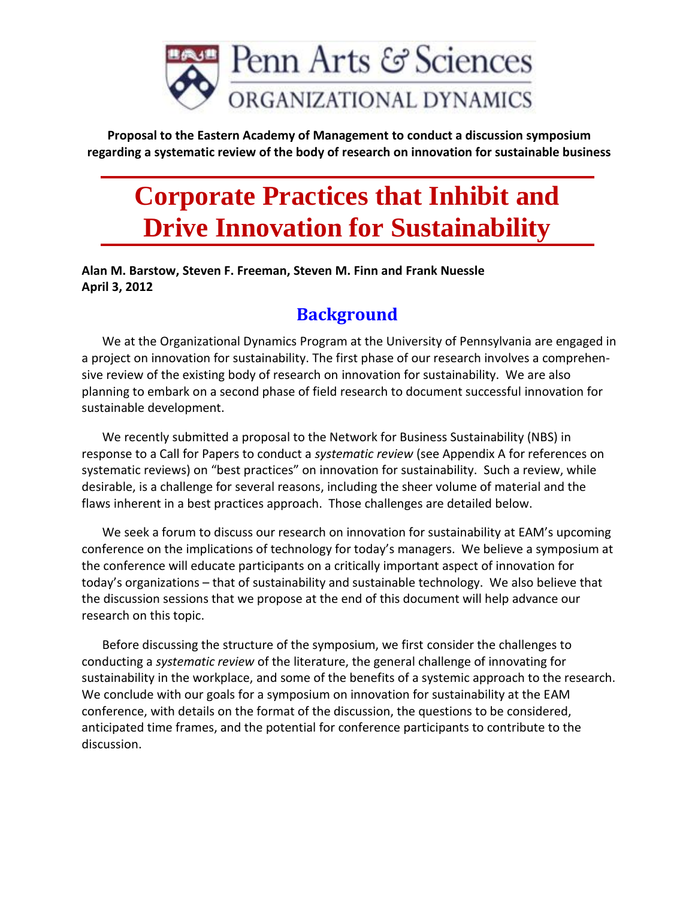Penn Arts & Sciences
ORGANIZATIONAL DYNAMICS

**Proposal to the Eastern Academy of Management to conduct a discussion symposium regarding a systematic review of the body of research on innovation for sustainable business**

# Corporate Practices that Inhibit and Drive Innovation for Sustainability

**Alan M. Barstow, Steven F. Freeman, Steven M. Finn and Frank Nuessle**
**April 3, 2012**

## Background

We at the Organizational Dynamics Program at the University of Pennsylvania are engaged in a project on innovation for sustainability. The first phase of our research involves a comprehensive review of the existing body of research on innovation for sustainability. We are also planning to embark on a second phase of field research to document successful innovation for sustainable development.

We recently submitted a proposal to the Network for Business Sustainability (NBS) in response to a Call for Papers to conduct a *systematic review* (see Appendix A for references on systematic reviews) on "best practices" on innovation for sustainability. Such a review, while desirable, is a challenge for several reasons, including the sheer volume of material and the flaws inherent in a best practices approach. Those challenges are detailed below.

We seek a forum to discuss our research on innovation for sustainability at EAM's upcoming conference on the implications of technology for today's managers. We believe a symposium at the conference will educate participants on a critically important aspect of innovation for today's organizations – that of sustainability and sustainable technology. We also believe that the discussion sessions that we propose at the end of this document will help advance our research on this topic.

Before discussing the structure of the symposium, we first consider the challenges to conducting a *systematic review* of the literature, the general challenge of innovating for sustainability in the workplace, and some of the benefits of a systemic approach to the research. We conclude with our goals for a symposium on innovation for sustainability at the EAM conference, with details on the format of the discussion, the questions to be considered, anticipated time frames, and the potential for conference participants to contribute to the discussion.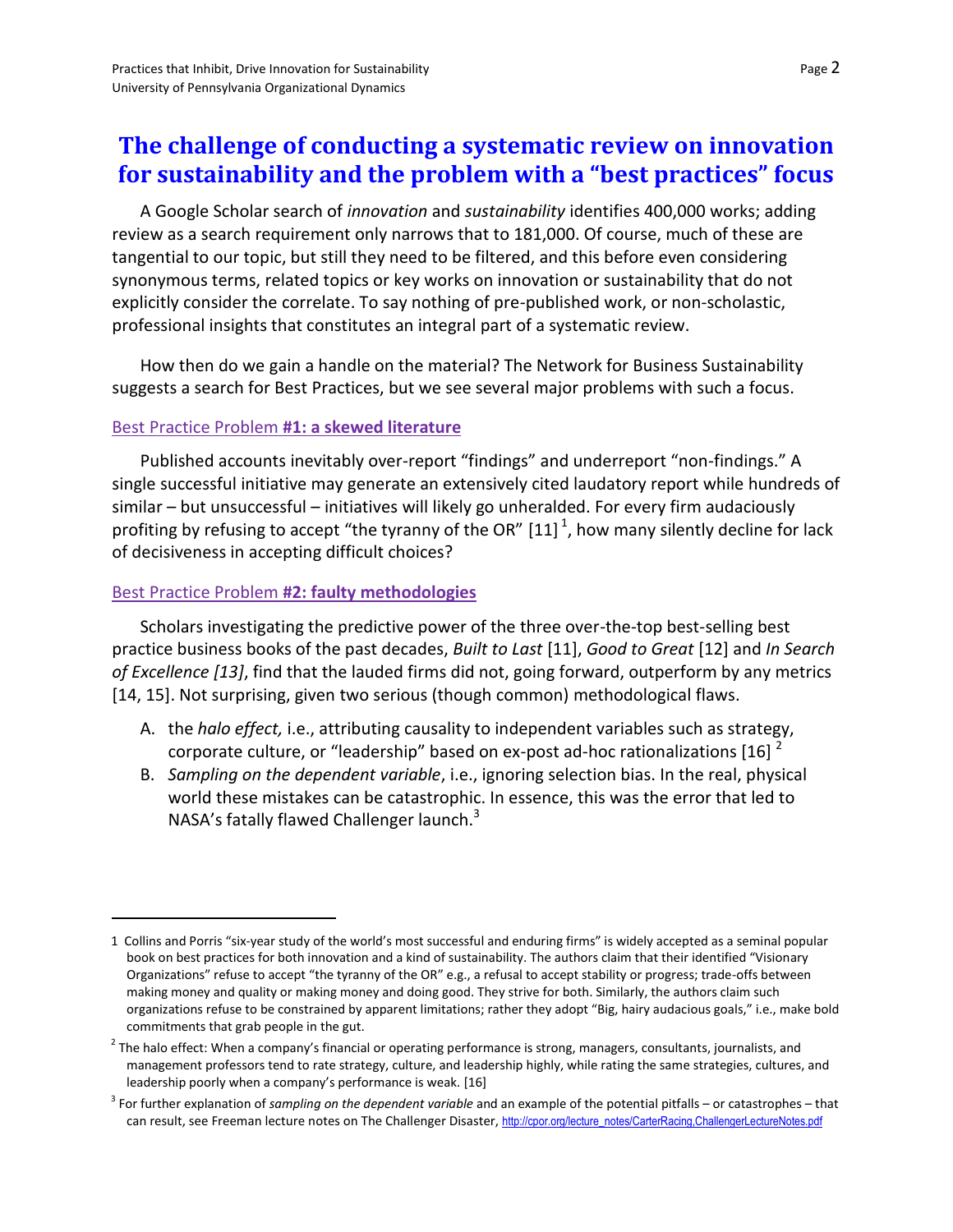# The challenge of conducting a systematic review on innovation for sustainability and the problem with a "best practices" focus

A Google Scholar search of *innovation* and *sustainability* identifies 400,000 works; adding review as a search requirement only narrows that to 181,000. Of course, much of these are tangential to our topic, but still they need to be filtered, and this before even considering synonymous terms, related topics or key works on innovation or sustainability that do not explicitly consider the correlate. To say nothing of pre-published work, or non-scholastic, professional insights that constitutes an integral part of a systematic review.

How then do we gain a handle on the material? The Network for Business Sustainability suggests a search for Best Practices, but we see several major problems with such a focus.

### Best Practice Problem **#1: a skewed literature**

Published accounts inevitably over-report "findings" and underreport "non-findings." A single successful initiative may generate an extensively cited laudatory report while hundreds of similar – but unsuccessful – initiatives will likely go unheralded. For every firm audaciously profiting by refusing to accept "the tyranny of the OR" [11] [1], how many silently decline for lack of decisiveness in accepting difficult choices?

### Best Practice Problem **#2: faulty methodologies**

Scholars investigating the predictive power of the three over-the-top best-selling best practice business books of the past decades, *Built to Last* [11], *Good to Great* [12] and *In Search of Excellence [13]*, find that the lauded firms did not, going forward, outperform by any metrics [14, 15]. Not surprising, given two serious (though common) methodological flaws.

A. the *halo effect,* i.e., attributing causality to independent variables such as strategy, corporate culture, or "leadership" based on ex-post ad-hoc rationalizations [16] [2]
B. *Sampling on the dependent variable*, i.e., ignoring selection bias. In the real, physical world these mistakes can be catastrophic. In essence, this was the error that led to NASA's fatally flawed Challenger launch.[3]

---

1 Collins and Porris "six-year study of the world's most successful and enduring firms" is widely accepted as a seminal popular book on best practices for both innovation and a kind of sustainability. The authors claim that their identified "Visionary Organizations" refuse to accept "the tyranny of the OR" e.g., a refusal to accept stability or progress; trade-offs between making money and quality or making money and doing good. They strive for both. Similarly, the authors claim such organizations refuse to be constrained by apparent limitations; rather they adopt "Big, hairy audacious goals," i.e., make bold commitments that grab people in the gut.

2 The halo effect: When a company's financial or operating performance is strong, managers, consultants, journalists, and management professors tend to rate strategy, culture, and leadership highly, while rating the same strategies, cultures, and leadership poorly when a company's performance is weak. [16]

3 For further explanation of *sampling on the dependent variable* and an example of the potential pitfalls – or catastrophes – that can result, see Freeman lecture notes on The Challenger Disaster, http://cpor.org/lecture_notes/CarterRacing,ChallengerLectureNotes.pdf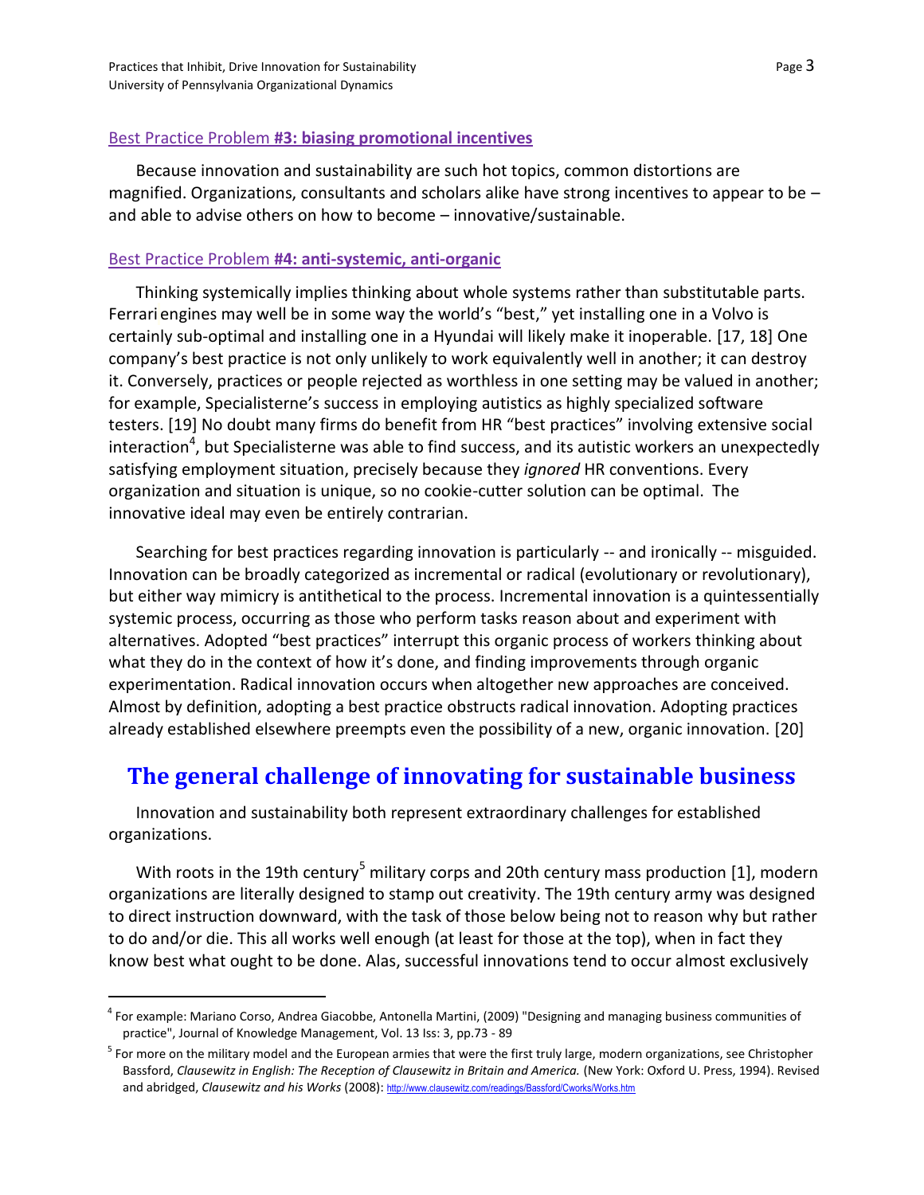### Best Practice Problem **#3: biasing promotional incentives**

Because innovation and sustainability are such hot topics, common distortions are magnified. Organizations, consultants and scholars alike have strong incentives to appear to be – and able to advise others on how to become – innovative/sustainable.

### Best Practice Problem **#4: anti-systemic, anti-organic**

Thinking systemically implies thinking about whole systems rather than substitutable parts. Ferrari engines may well be in some way the world's "best," yet installing one in a Volvo is certainly sub-optimal and installing one in a Hyundai will likely make it inoperable. [17, 18] One company's best practice is not only unlikely to work equivalently well in another; it can destroy it. Conversely, practices or people rejected as worthless in one setting may be valued in another; for example, Specialisterne's success in employing autistics as highly specialized software testers. [19] No doubt many firms do benefit from HR "best practices" involving extensive social interaction[4], but Specialisterne was able to find success, and its autistic workers an unexpectedly satisfying employment situation, precisely because they *ignored* HR conventions. Every organization and situation is unique, so no cookie-cutter solution can be optimal. The innovative ideal may even be entirely contrarian.

Searching for best practices regarding innovation is particularly -- and ironically -- misguided. Innovation can be broadly categorized as incremental or radical (evolutionary or revolutionary), but either way mimicry is antithetical to the process. Incremental innovation is a quintessentially systemic process, occurring as those who perform tasks reason about and experiment with alternatives. Adopted "best practices" interrupt this organic process of workers thinking about what they do in the context of how it's done, and finding improvements through organic experimentation. Radical innovation occurs when altogether new approaches are conceived. Almost by definition, adopting a best practice obstructs radical innovation. Adopting practices already established elsewhere preempts even the possibility of a new, organic innovation. [20]

## The general challenge of innovating for sustainable business

Innovation and sustainability both represent extraordinary challenges for established organizations.

With roots in the 19th century[5] military corps and 20th century mass production [1], modern organizations are literally designed to stamp out creativity. The 19th century army was designed to direct instruction downward, with the task of those below being not to reason why but rather to do and/or die. This all works well enough (at least for those at the top), when in fact they know best what ought to be done. Alas, successful innovations tend to occur almost exclusively

---

[4] For example: Mariano Corso, Andrea Giacobbe, Antonella Martini, (2009) "Designing and managing business communities of practice", Journal of Knowledge Management, Vol. 13 Iss: 3, pp.73 - 89

[5] For more on the military model and the European armies that were the first truly large, modern organizations, see Christopher Bassford, *Clausewitz in English: The Reception of Clausewitz in Britain and America.* (New York: Oxford U. Press, 1994). Revised and abridged, *Clausewitz and his Works* (2008): http://www.clausewitz.com/readings/Bassford/Cworks/Works.htm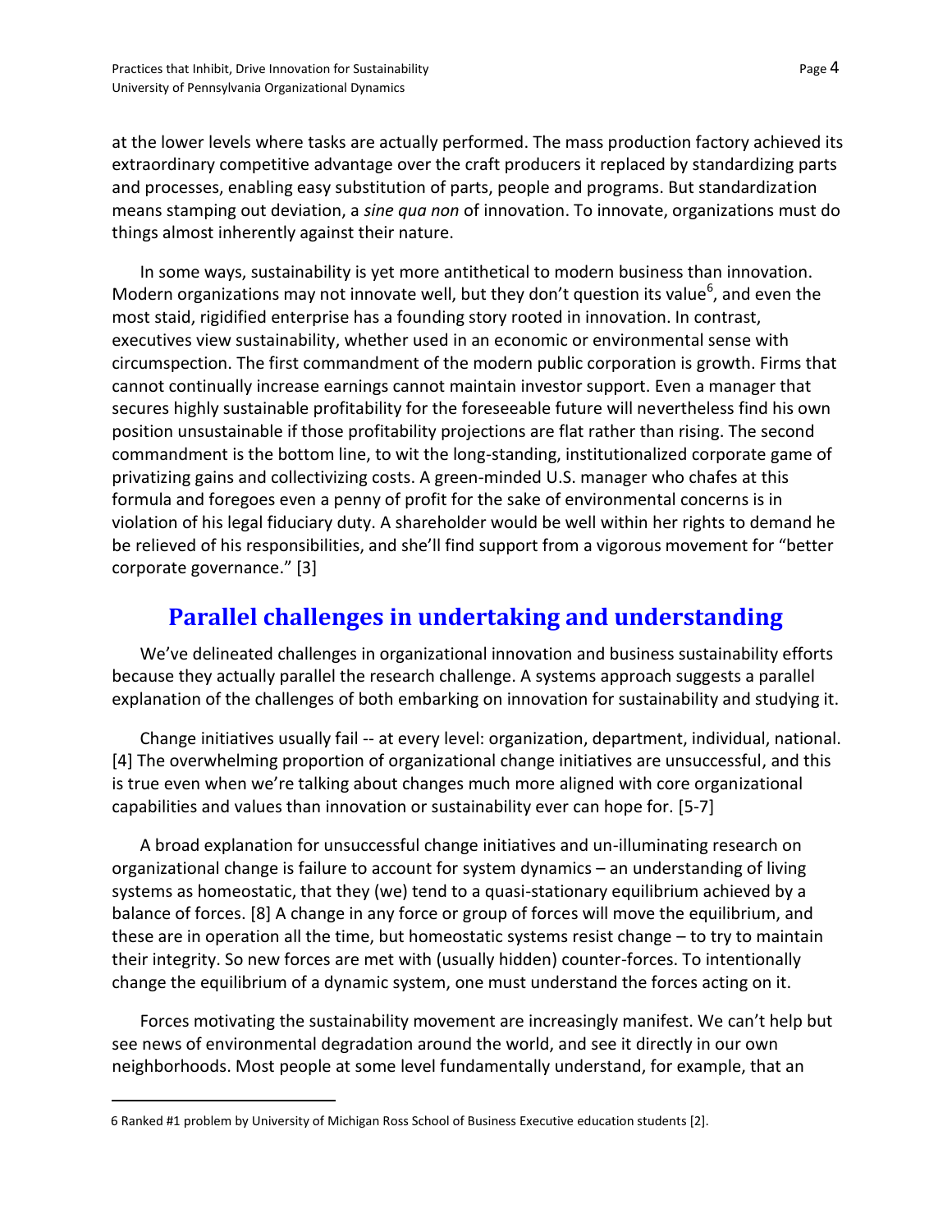at the lower levels where tasks are actually performed. The mass production factory achieved its extraordinary competitive advantage over the craft producers it replaced by standardizing parts and processes, enabling easy substitution of parts, people and programs. But standardization means stamping out deviation, a *sine qua non* of innovation. To innovate, organizations must do things almost inherently against their nature.

In some ways, sustainability is yet more antithetical to modern business than innovation. Modern organizations may not innovate well, but they don't question its value[6], and even the most staid, rigidified enterprise has a founding story rooted in innovation. In contrast, executives view sustainability, whether used in an economic or environmental sense with circumspection. The first commandment of the modern public corporation is growth. Firms that cannot continually increase earnings cannot maintain investor support. Even a manager that secures highly sustainable profitability for the foreseeable future will nevertheless find his own position unsustainable if those profitability projections are flat rather than rising. The second commandment is the bottom line, to wit the long-standing, institutionalized corporate game of privatizing gains and collectivizing costs. A green-minded U.S. manager who chafes at this formula and foregoes even a penny of profit for the sake of environmental concerns is in violation of his legal fiduciary duty. A shareholder would be well within her rights to demand he be relieved of his responsibilities, and she'll find support from a vigorous movement for "better corporate governance." [3]

## Parallel challenges in undertaking and understanding

We've delineated challenges in organizational innovation and business sustainability efforts because they actually parallel the research challenge. A systems approach suggests a parallel explanation of the challenges of both embarking on innovation for sustainability and studying it.

Change initiatives usually fail -- at every level: organization, department, individual, national. [4] The overwhelming proportion of organizational change initiatives are unsuccessful, and this is true even when we're talking about changes much more aligned with core organizational capabilities and values than innovation or sustainability ever can hope for. [5-7]

A broad explanation for unsuccessful change initiatives and un-illuminating research on organizational change is failure to account for system dynamics – an understanding of living systems as homeostatic, that they (we) tend to a quasi-stationary equilibrium achieved by a balance of forces. [8] A change in any force or group of forces will move the equilibrium, and these are in operation all the time, but homeostatic systems resist change – to try to maintain their integrity. So new forces are met with (usually hidden) counter-forces. To intentionally change the equilibrium of a dynamic system, one must understand the forces acting on it.

Forces motivating the sustainability movement are increasingly manifest. We can't help but see news of environmental degradation around the world, and see it directly in our own neighborhoods. Most people at some level fundamentally understand, for example, that an

---

6 Ranked #1 problem by University of Michigan Ross School of Business Executive education students [2].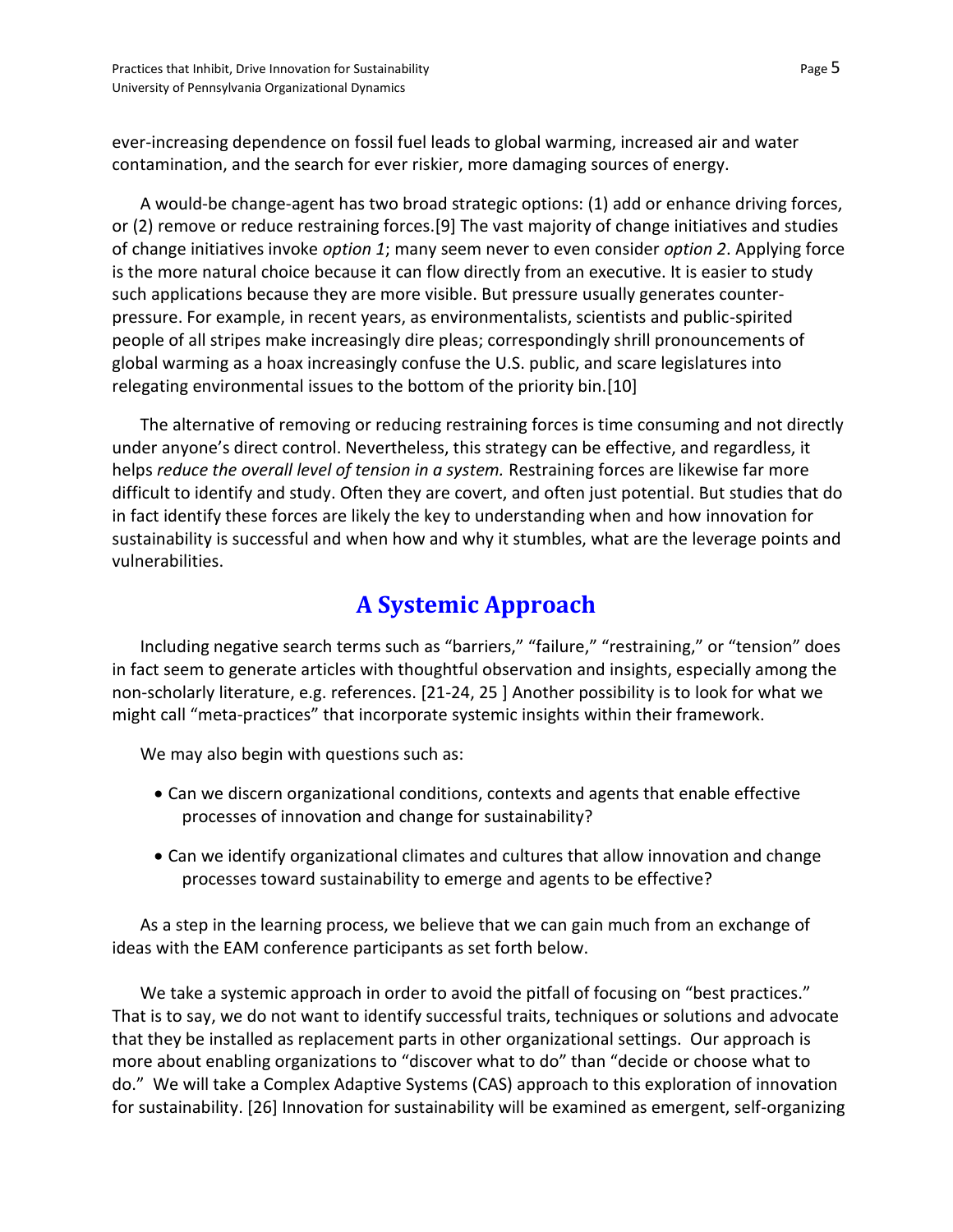ever-increasing dependence on fossil fuel leads to global warming, increased air and water contamination, and the search for ever riskier, more damaging sources of energy.

A would-be change-agent has two broad strategic options: (1) add or enhance driving forces, or (2) remove or reduce restraining forces.[9] The vast majority of change initiatives and studies of change initiatives invoke *option 1*; many seem never to even consider *option 2*. Applying force is the more natural choice because it can flow directly from an executive. It is easier to study such applications because they are more visible. But pressure usually generates counter-pressure. For example, in recent years, as environmentalists, scientists and public-spirited people of all stripes make increasingly dire pleas; correspondingly shrill pronouncements of global warming as a hoax increasingly confuse the U.S. public, and scare legislatures into relegating environmental issues to the bottom of the priority bin.[10]

The alternative of removing or reducing restraining forces is time consuming and not directly under anyone's direct control. Nevertheless, this strategy can be effective, and regardless, it helps *reduce the overall level of tension in a system.* Restraining forces are likewise far more difficult to identify and study. Often they are covert, and often just potential. But studies that do in fact identify these forces are likely the key to understanding when and how innovation for sustainability is successful and when how and why it stumbles, what are the leverage points and vulnerabilities.

## A Systemic Approach

Including negative search terms such as "barriers," "failure," "restraining," or "tension" does in fact seem to generate articles with thoughtful observation and insights, especially among the non-scholarly literature, e.g. references. [21-24, 25 ] Another possibility is to look for what we might call "meta-practices" that incorporate systemic insights within their framework.

We may also begin with questions such as:

- Can we discern organizational conditions, contexts and agents that enable effective processes of innovation and change for sustainability?
- Can we identify organizational climates and cultures that allow innovation and change processes toward sustainability to emerge and agents to be effective?

As a step in the learning process, we believe that we can gain much from an exchange of ideas with the EAM conference participants as set forth below.

We take a systemic approach in order to avoid the pitfall of focusing on "best practices." That is to say, we do not want to identify successful traits, techniques or solutions and advocate that they be installed as replacement parts in other organizational settings. Our approach is more about enabling organizations to "discover what to do" than "decide or choose what to do." We will take a Complex Adaptive Systems (CAS) approach to this exploration of innovation for sustainability. [26] Innovation for sustainability will be examined as emergent, self-organizing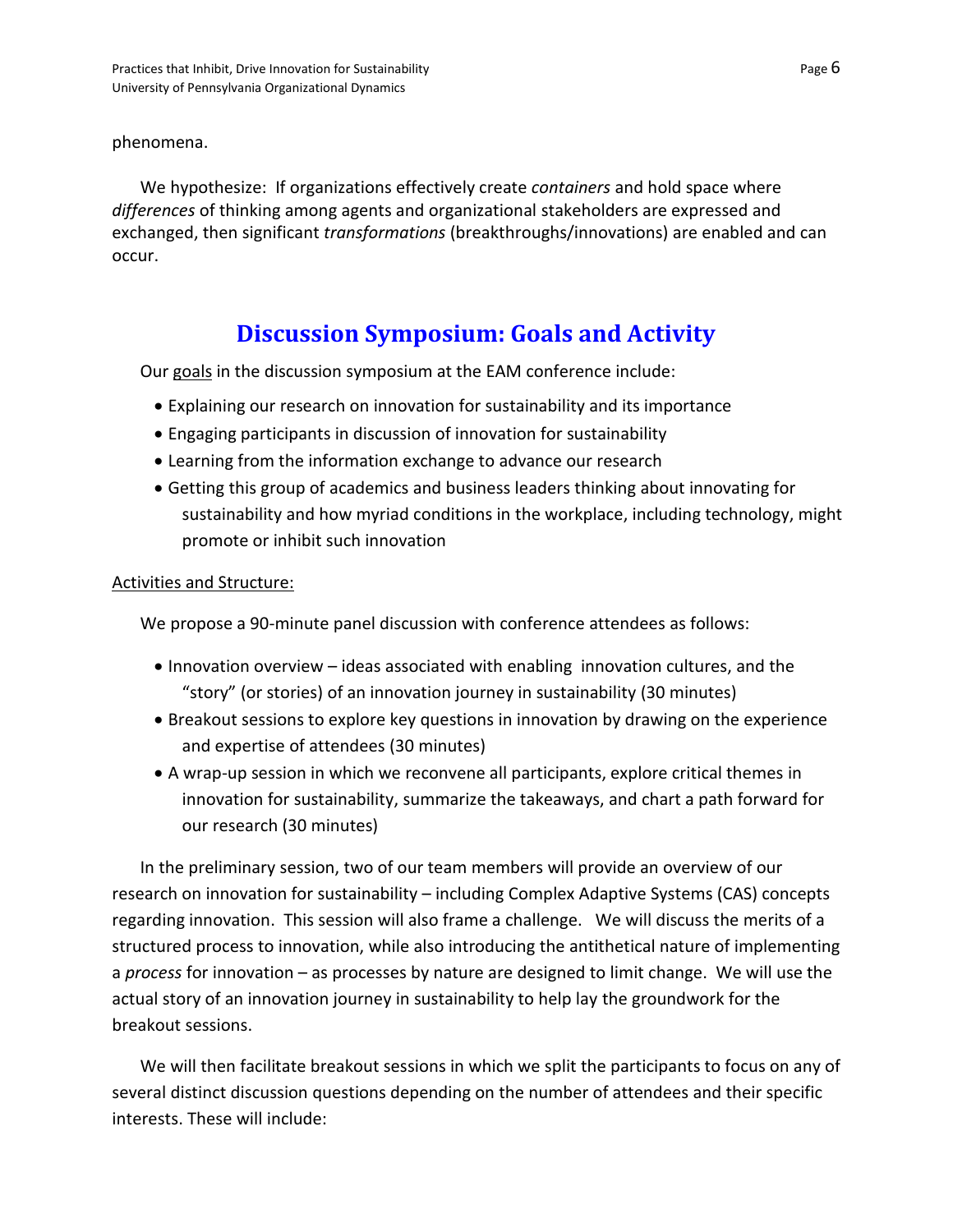phenomena.

We hypothesize: If organizations effectively create *containers* and hold space where *differences* of thinking among agents and organizational stakeholders are expressed and exchanged, then significant *transformations* (breakthroughs/innovations) are enabled and can occur.

## Discussion Symposium: Goals and Activity

Our goals in the discussion symposium at the EAM conference include:

- Explaining our research on innovation for sustainability and its importance
- Engaging participants in discussion of innovation for sustainability
- Learning from the information exchange to advance our research
- Getting this group of academics and business leaders thinking about innovating for sustainability and how myriad conditions in the workplace, including technology, might promote or inhibit such innovation

Activities and Structure:

We propose a 90-minute panel discussion with conference attendees as follows:

- Innovation overview – ideas associated with enabling innovation cultures, and the "story" (or stories) of an innovation journey in sustainability (30 minutes)
- Breakout sessions to explore key questions in innovation by drawing on the experience and expertise of attendees (30 minutes)
- A wrap-up session in which we reconvene all participants, explore critical themes in innovation for sustainability, summarize the takeaways, and chart a path forward for our research (30 minutes)

In the preliminary session, two of our team members will provide an overview of our research on innovation for sustainability – including Complex Adaptive Systems (CAS) concepts regarding innovation. This session will also frame a challenge. We will discuss the merits of a structured process to innovation, while also introducing the antithetical nature of implementing a *process* for innovation – as processes by nature are designed to limit change. We will use the actual story of an innovation journey in sustainability to help lay the groundwork for the breakout sessions.

We will then facilitate breakout sessions in which we split the participants to focus on any of several distinct discussion questions depending on the number of attendees and their specific interests. These will include: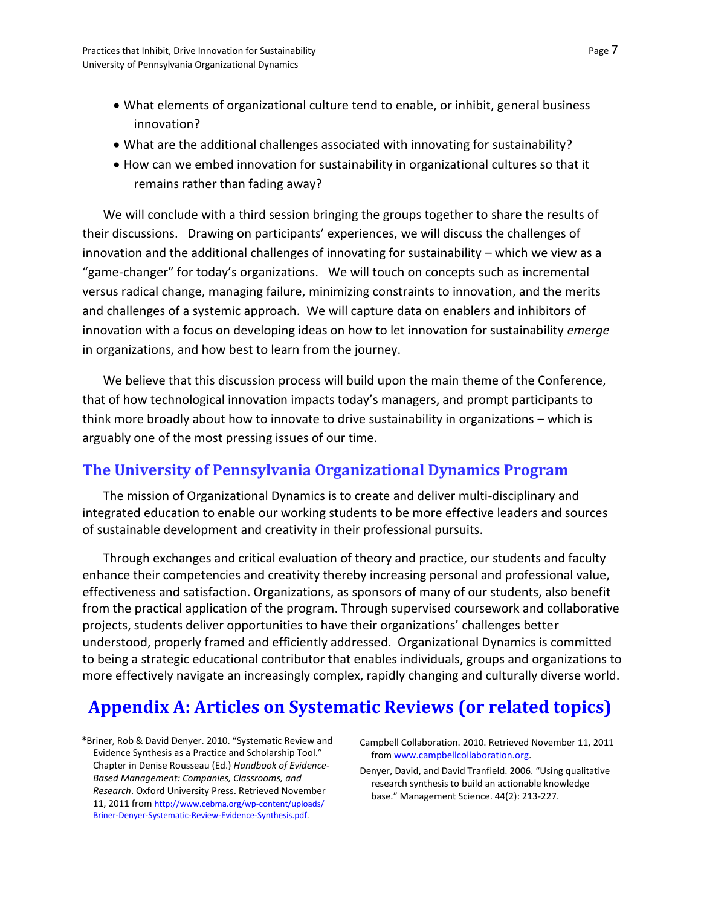- What elements of organizational culture tend to enable, or inhibit, general business innovation?
- What are the additional challenges associated with innovating for sustainability?
- How can we embed innovation for sustainability in organizational cultures so that it remains rather than fading away?

We will conclude with a third session bringing the groups together to share the results of their discussions. Drawing on participants' experiences, we will discuss the challenges of innovation and the additional challenges of innovating for sustainability – which we view as a "game-changer" for today's organizations. We will touch on concepts such as incremental versus radical change, managing failure, minimizing constraints to innovation, and the merits and challenges of a systemic approach. We will capture data on enablers and inhibitors of innovation with a focus on developing ideas on how to let innovation for sustainability *emerge* in organizations, and how best to learn from the journey.

We believe that this discussion process will build upon the main theme of the Conference, that of how technological innovation impacts today's managers, and prompt participants to think more broadly about how to innovate to drive sustainability in organizations – which is arguably one of the most pressing issues of our time.

## The University of Pennsylvania Organizational Dynamics Program

The mission of Organizational Dynamics is to create and deliver multi-disciplinary and integrated education to enable our working students to be more effective leaders and sources of sustainable development and creativity in their professional pursuits.

Through exchanges and critical evaluation of theory and practice, our students and faculty enhance their competencies and creativity thereby increasing personal and professional value, effectiveness and satisfaction. Organizations, as sponsors of many of our students, also benefit from the practical application of the program. Through supervised coursework and collaborative projects, students deliver opportunities to have their organizations' challenges better understood, properly framed and efficiently addressed. Organizational Dynamics is committed to being a strategic educational contributor that enables individuals, groups and organizations to more effectively navigate an increasingly complex, rapidly changing and culturally diverse world.

# Appendix A: Articles on Systematic Reviews (or related topics)

*Briner, Rob & David Denyer. 2010. "Systematic Review and Evidence Synthesis as a Practice and Scholarship Tool." Chapter in Denise Rousseau (Ed.) *Handbook of Evidence-Based Management: Companies, Classrooms, and Research*. Oxford University Press. Retrieved November 11, 2011 from http://www.cebma.org/wp-content/uploads/Briner-Denyer-Systematic-Review-Evidence-Synthesis.pdf.

Campbell Collaboration. 2010. Retrieved November 11, 2011 from www.campbellcollaboration.org.

Denyer, David, and David Tranfield. 2006. "Using qualitative research synthesis to build an actionable knowledge base." Management Science. 44(2): 213-227.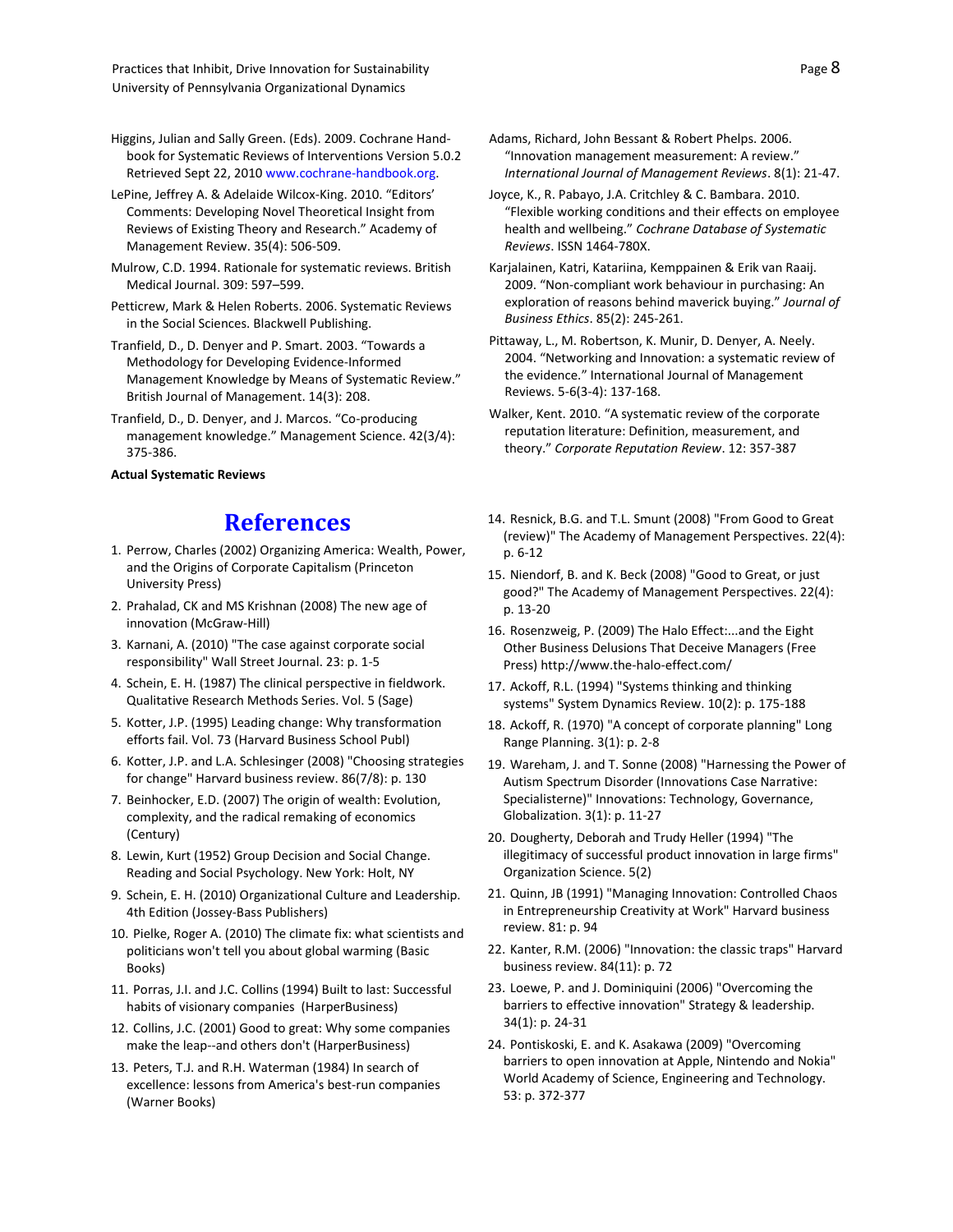Higgins, Julian and Sally Green. (Eds). 2009. Cochrane Handbook for Systematic Reviews of Interventions Version 5.0.2 Retrieved Sept 22, 2010 www.cochrane-handbook.org.

LePine, Jeffrey A. & Adelaide Wilcox-King. 2010. "Editors' Comments: Developing Novel Theoretical Insight from Reviews of Existing Theory and Research." Academy of Management Review. 35(4): 506-509.

Mulrow, C.D. 1994. Rationale for systematic reviews. British Medical Journal. 309: 597–599.

Petticrew, Mark & Helen Roberts. 2006. Systematic Reviews in the Social Sciences. Blackwell Publishing.

Tranfield, D., D. Denyer and P. Smart. 2003. "Towards a Methodology for Developing Evidence-Informed Management Knowledge by Means of Systematic Review." British Journal of Management. 14(3): 208.

Tranfield, D., D. Denyer, and J. Marcos. "Co-producing management knowledge." Management Science. 42(3/4): 375-386.

**Actual Systematic Reviews**

Adams, Richard, John Bessant & Robert Phelps. 2006. "Innovation management measurement: A review." *International Journal of Management Reviews*. 8(1): 21-47.

Joyce, K., R. Pabayo, J.A. Critchley & C. Bambara. 2010. "Flexible working conditions and their effects on employee health and wellbeing." *Cochrane Database of Systematic Reviews*. ISSN 1464-780X.

Karjalainen, Katri, Katariina, Kemppainen & Erik van Raaij. 2009. "Non-compliant work behaviour in purchasing: An exploration of reasons behind maverick buying." *Journal of Business Ethics*. 85(2): 245-261.

Pittaway, L., M. Robertson, K. Munir, D. Denyer, A. Neely. 2004. "Networking and Innovation: a systematic review of the evidence." International Journal of Management Reviews. 5-6(3-4): 137-168.

Walker, Kent. 2010. "A systematic review of the corporate reputation literature: Definition, measurement, and theory." *Corporate Reputation Review*. 12: 357-387

# References

1. Perrow, Charles (2002) Organizing America: Wealth, Power, and the Origins of Corporate Capitalism (Princeton University Press)
2. Prahalad, CK and MS Krishnan (2008) The new age of innovation (McGraw-Hill)
3. Karnani, A. (2010) "The case against corporate social responsibility" Wall Street Journal. 23: p. 1-5
4. Schein, E. H. (1987) The clinical perspective in fieldwork. Qualitative Research Methods Series. Vol. 5 (Sage)
5. Kotter, J.P. (1995) Leading change: Why transformation efforts fail. Vol. 73 (Harvard Business School Publ)
6. Kotter, J.P. and L.A. Schlesinger (2008) "Choosing strategies for change" Harvard business review. 86(7/8): p. 130
7. Beinhocker, E.D. (2007) The origin of wealth: Evolution, complexity, and the radical remaking of economics (Century)
8. Lewin, Kurt (1952) Group Decision and Social Change. Reading and Social Psychology. New York: Holt, NY
9. Schein, E. H. (2010) Organizational Culture and Leadership. 4th Edition (Jossey-Bass Publishers)
10. Pielke, Roger A. (2010) The climate fix: what scientists and politicians won't tell you about global warming (Basic Books)
11. Porras, J.I. and J.C. Collins (1994) Built to last: Successful habits of visionary companies (HarperBusiness)
12. Collins, J.C. (2001) Good to great: Why some companies make the leap--and others don't (HarperBusiness)
13. Peters, T.J. and R.H. Waterman (1984) In search of excellence: lessons from America's best-run companies (Warner Books)
14. Resnick, B.G. and T.L. Smunt (2008) "From Good to Great (review)" The Academy of Management Perspectives. 22(4): p. 6-12
15. Niendorf, B. and K. Beck (2008) "Good to Great, or just good?" The Academy of Management Perspectives. 22(4): p. 13-20
16. Rosenzweig, P. (2009) The Halo Effect:...and the Eight Other Business Delusions That Deceive Managers (Free Press) http://www.the-halo-effect.com/
17. Ackoff, R.L. (1994) "Systems thinking and thinking systems" System Dynamics Review. 10(2): p. 175-188
18. Ackoff, R. (1970) "A concept of corporate planning" Long Range Planning. 3(1): p. 2-8
19. Wareham, J. and T. Sonne (2008) "Harnessing the Power of Autism Spectrum Disorder (Innovations Case Narrative: Specialisterne)" Innovations: Technology, Governance, Globalization. 3(1): p. 11-27
20. Dougherty, Deborah and Trudy Heller (1994) "The illegitimacy of successful product innovation in large firms" Organization Science. 5(2)
21. Quinn, JB (1991) "Managing Innovation: Controlled Chaos in Entrepreneurship Creativity at Work" Harvard business review. 81: p. 94
22. Kanter, R.M. (2006) "Innovation: the classic traps" Harvard business review. 84(11): p. 72
23. Loewe, P. and J. Dominiquini (2006) "Overcoming the barriers to effective innovation" Strategy & leadership. 34(1): p. 24-31
24. Pontiskoski, E. and K. Asakawa (2009) "Overcoming barriers to open innovation at Apple, Nintendo and Nokia" World Academy of Science, Engineering and Technology. 53: p. 372-377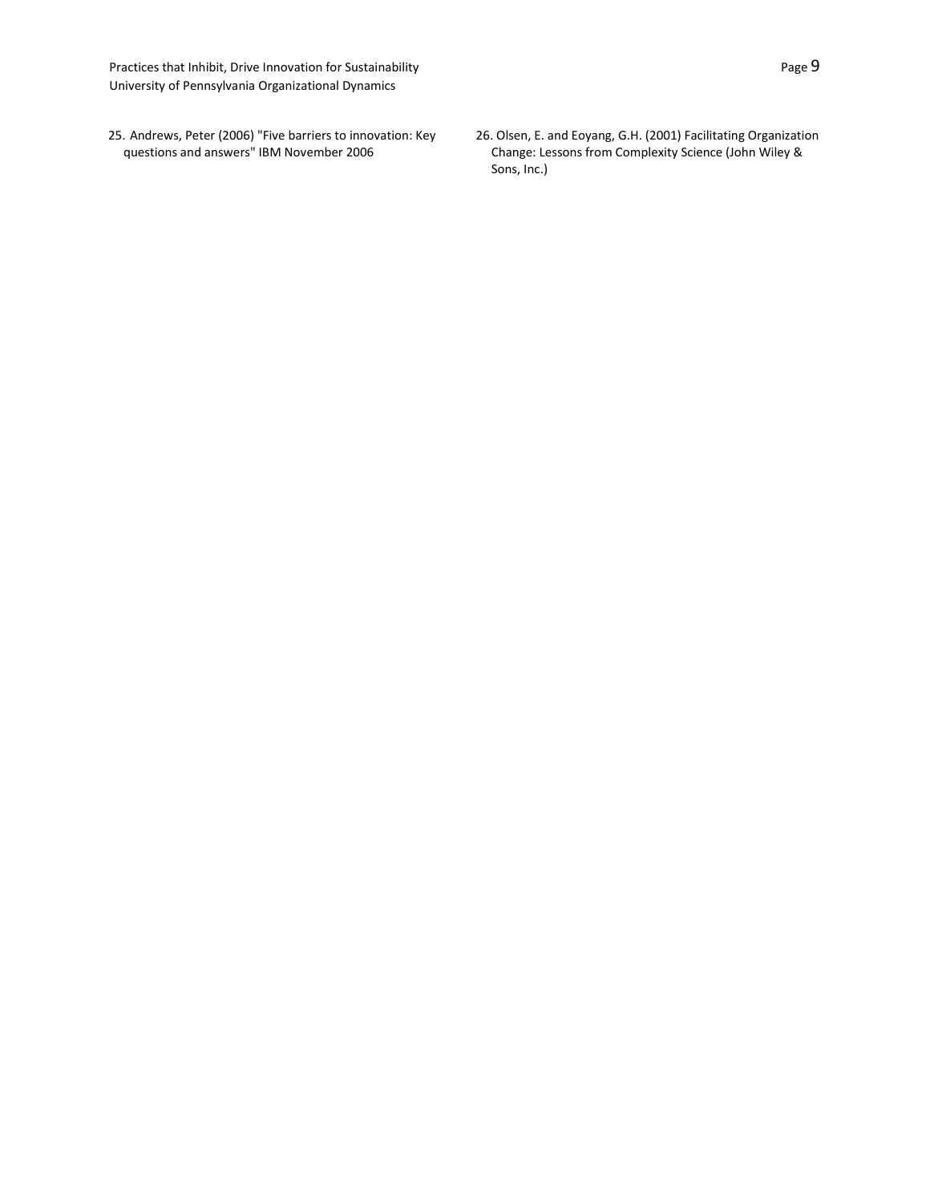25. Andrews, Peter (2006) "Five barriers to innovation: Key questions and answers" IBM November 2006

26. Olsen, E. and Eoyang, G.H. (2001) Facilitating Organization Change: Lessons from Complexity Science (John Wiley & Sons, Inc.)